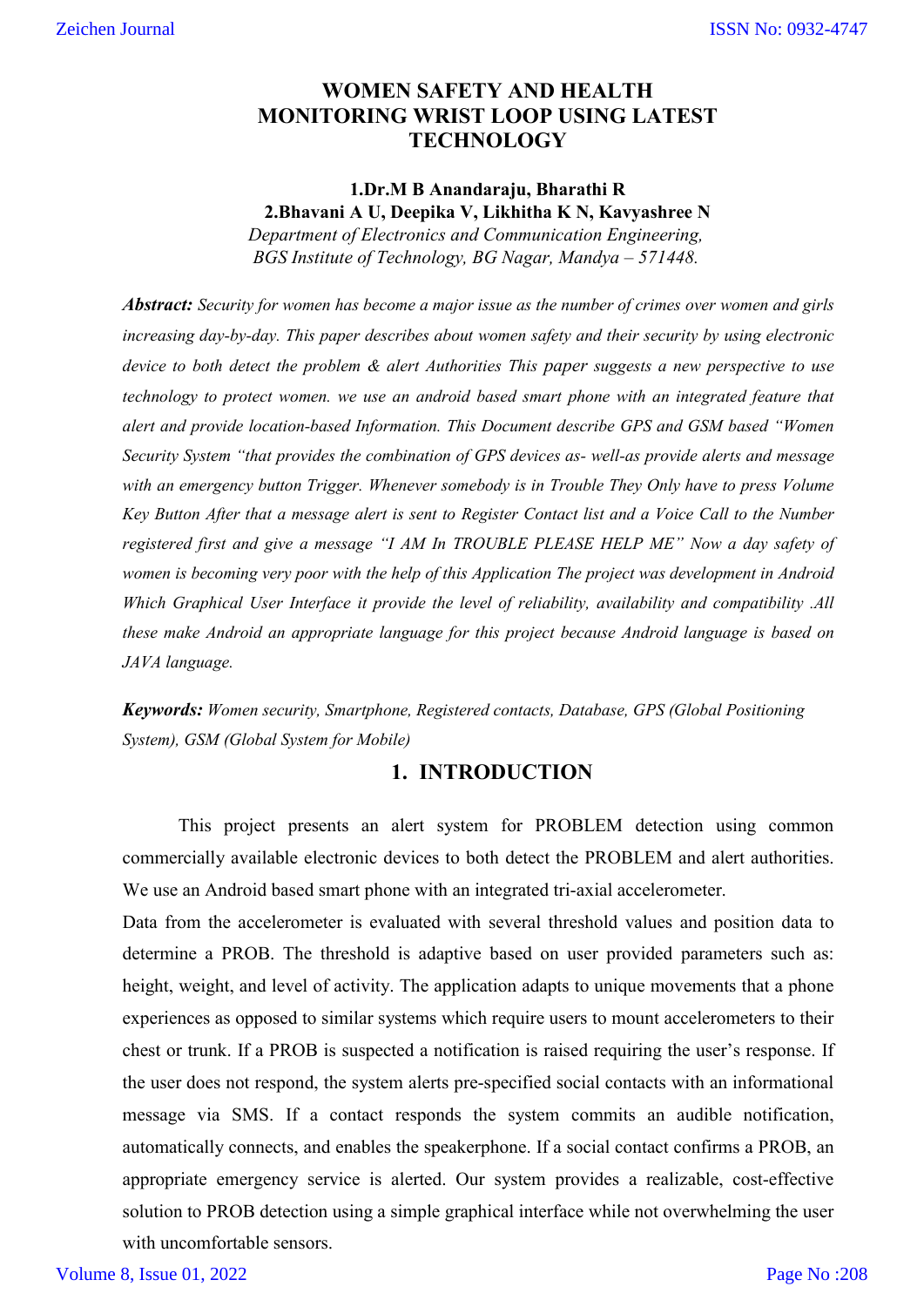# WOMEN SAFETY AND HEALTH MONITORING WRIST LOOP USING LATEST TECHNOLOGY

**1.Dr.M B Anandaraju, Bharathi R**
**2.Bhavani A U, Deepika V, Likhitha K N, Kavyashree N**

*Department of Electronics and Communication Engineering,*
*BGS Institute of Technology, BG Nagar, Mandya – 571448.*

***Abstract:*** *Security for women has become a major issue as the number of crimes over women and girls increasing day-by-day. This paper describes about women safety and their security by using electronic device to both detect the problem & alert Authorities This paper suggests a new perspective to use technology to protect women. we use an android based smart phone with an integrated feature that alert and provide location-based Information. This Document describe GPS and GSM based "Women Security System "that provides the combination of GPS devices as- well-as provide alerts and message with an emergency button Trigger. Whenever somebody is in Trouble They Only have to press Volume Key Button After that a message alert is sent to Register Contact list and a Voice Call to the Number registered first and give a message "I AM In TROUBLE PLEASE HELP ME" Now a day safety of women is becoming very poor with the help of this Application The project was development in Android Which Graphical User Interface it provide the level of reliability, availability and compatibility .All these make Android an appropriate language for this project because Android language is based on JAVA language.*

***Keywords:*** *Women security, Smartphone, Registered contacts, Database, GPS (Global Positioning System), GSM (Global System for Mobile)*

## 1. INTRODUCTION

This project presents an alert system for PROBLEM detection using common commercially available electronic devices to both detect the PROBLEM and alert authorities. We use an Android based smart phone with an integrated tri-axial accelerometer.

Data from the accelerometer is evaluated with several threshold values and position data to determine a PROB. The threshold is adaptive based on user provided parameters such as: height, weight, and level of activity. The application adapts to unique movements that a phone experiences as opposed to similar systems which require users to mount accelerometers to their chest or trunk. If a PROB is suspected a notification is raised requiring the user's response. If the user does not respond, the system alerts pre-specified social contacts with an informational message via SMS. If a contact responds the system commits an audible notification, automatically connects, and enables the speakerphone. If a social contact confirms a PROB, an appropriate emergency service is alerted. Our system provides a realizable, cost-effective solution to PROB detection using a simple graphical interface while not overwhelming the user with uncomfortable sensors.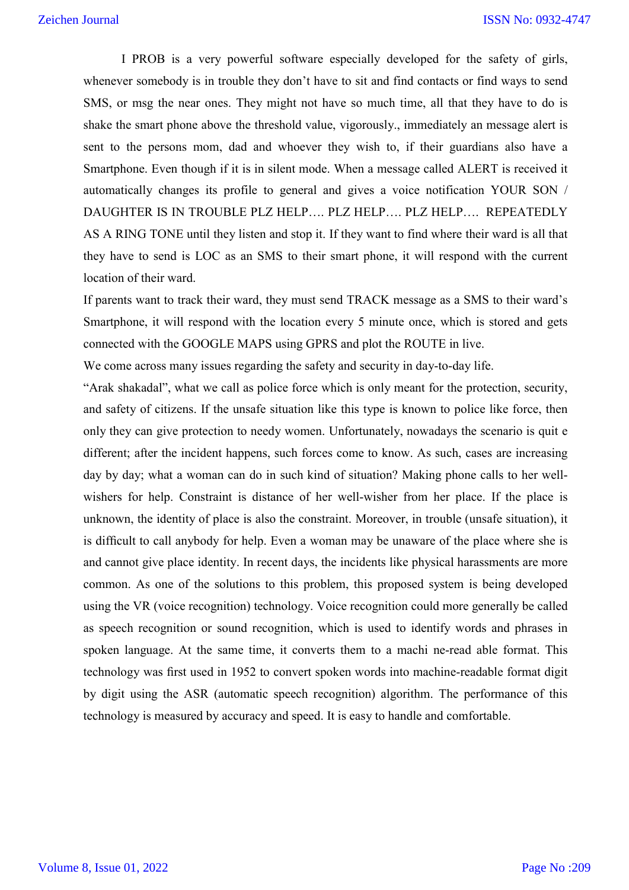I PROB is a very powerful software especially developed for the safety of girls, whenever somebody is in trouble they don't have to sit and find contacts or find ways to send SMS, or msg the near ones. They might not have so much time, all that they have to do is shake the smart phone above the threshold value, vigorously., immediately an message alert is sent to the persons mom, dad and whoever they wish to, if their guardians also have a Smartphone. Even though if it is in silent mode. When a message called ALERT is received it automatically changes its profile to general and gives a voice notification YOUR SON / DAUGHTER IS IN TROUBLE PLZ HELP…. PLZ HELP…. PLZ HELP…. REPEATEDLY AS A RING TONE until they listen and stop it. If they want to find where their ward is all that they have to send is LOC as an SMS to their smart phone, it will respond with the current location of their ward.

If parents want to track their ward, they must send TRACK message as a SMS to their ward's Smartphone, it will respond with the location every 5 minute once, which is stored and gets connected with the GOOGLE MAPS using GPRS and plot the ROUTE in live.

We come across many issues regarding the safety and security in day-to-day life.

"Arak shakadal", what we call as police force which is only meant for the protection, security, and safety of citizens. If the unsafe situation like this type is known to police like force, then only they can give protection to needy women. Unfortunately, nowadays the scenario is quit e different; after the incident happens, such forces come to know. As such, cases are increasing day by day; what a woman can do in such kind of situation? Making phone calls to her well-wishers for help. Constraint is distance of her well-wisher from her place. If the place is unknown, the identity of place is also the constraint. Moreover, in trouble (unsafe situation), it is difficult to call anybody for help. Even a woman may be unaware of the place where she is and cannot give place identity. In recent days, the incidents like physical harassments are more common. As one of the solutions to this problem, this proposed system is being developed using the VR (voice recognition) technology. Voice recognition could more generally be called as speech recognition or sound recognition, which is used to identify words and phrases in spoken language. At the same time, it converts them to a machi ne-read able format. This technology was first used in 1952 to convert spoken words into machine-readable format digit by digit using the ASR (automatic speech recognition) algorithm. The performance of this technology is measured by accuracy and speed. It is easy to handle and comfortable.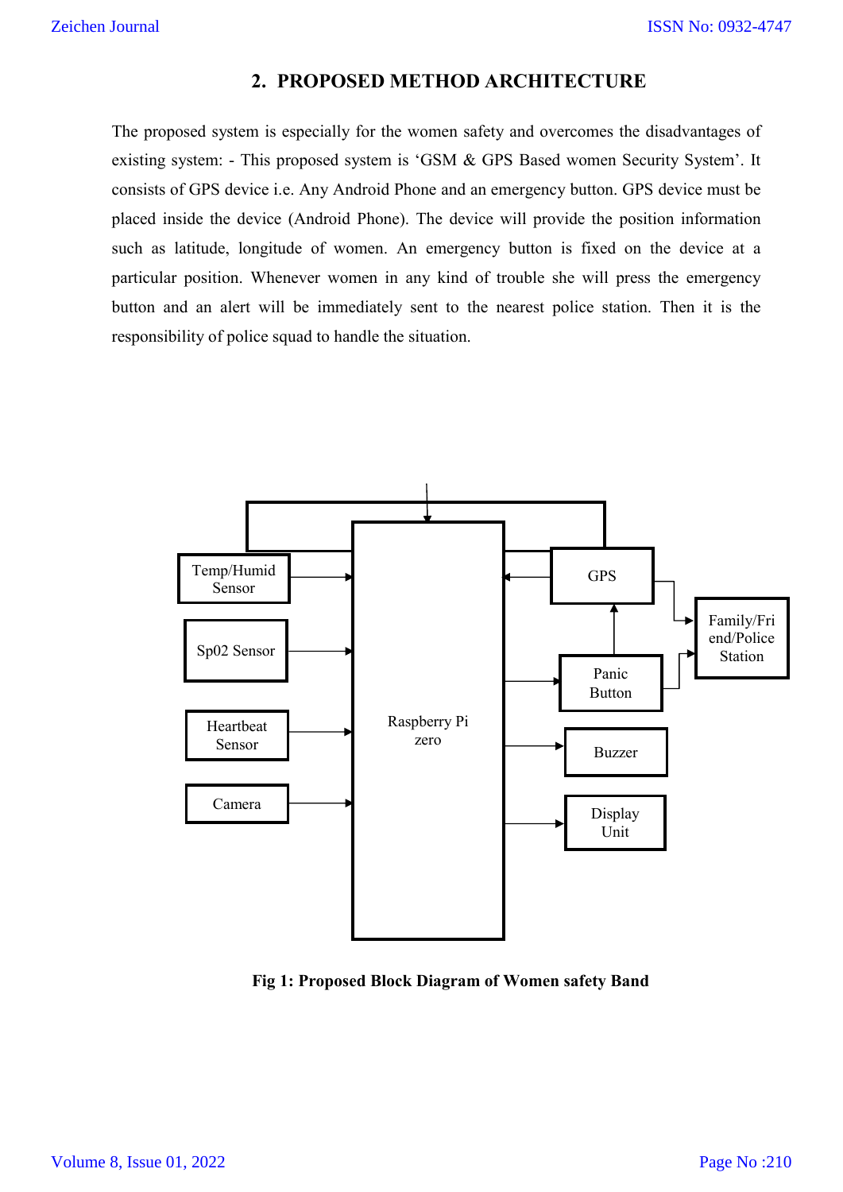## 2. PROPOSED METHOD ARCHITECTURE

The proposed system is especially for the women safety and overcomes the disadvantages of existing system: - This proposed system is 'GSM & GPS Based women Security System'. It consists of GPS device i.e. Any Android Phone and an emergency button. GPS device must be placed inside the device (Android Phone). The device will provide the position information such as latitude, longitude of women. An emergency button is fixed on the device at a particular position. Whenever women in any kind of trouble she will press the emergency button and an alert will be immediately sent to the nearest police station. Then it is the responsibility of police squad to handle the situation.

**Fig 1: Proposed Block Diagram of Women safety Band**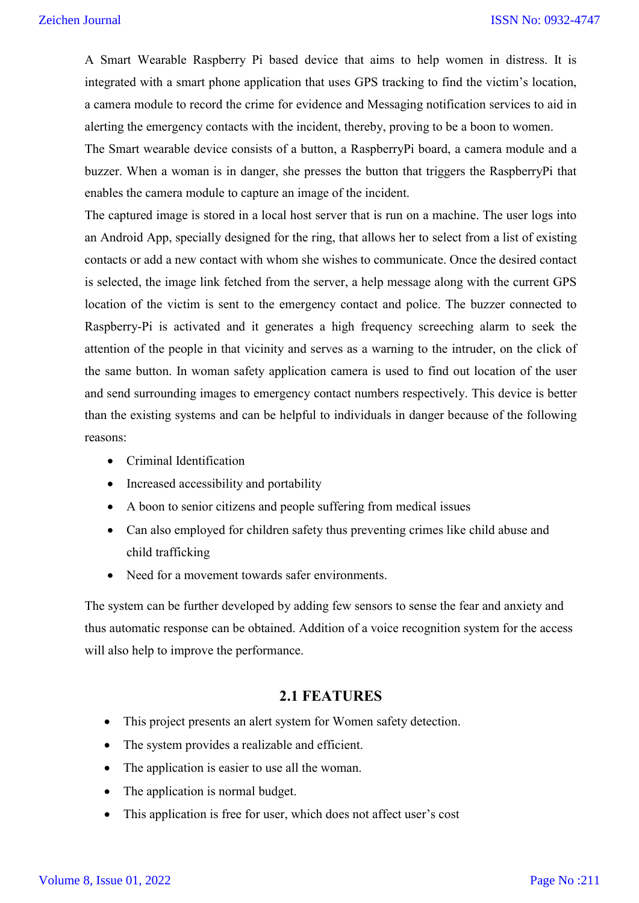A Smart Wearable Raspberry Pi based device that aims to help women in distress. It is integrated with a smart phone application that uses GPS tracking to find the victim's location, a camera module to record the crime for evidence and Messaging notification services to aid in alerting the emergency contacts with the incident, thereby, proving to be a boon to women.

The Smart wearable device consists of a button, a RaspberryPi board, a camera module and a buzzer. When a woman is in danger, she presses the button that triggers the RaspberryPi that enables the camera module to capture an image of the incident.

The captured image is stored in a local host server that is run on a machine. The user logs into an Android App, specially designed for the ring, that allows her to select from a list of existing contacts or add a new contact with whom she wishes to communicate. Once the desired contact is selected, the image link fetched from the server, a help message along with the current GPS location of the victim is sent to the emergency contact and police. The buzzer connected to Raspberry-Pi is activated and it generates a high frequency screeching alarm to seek the attention of the people in that vicinity and serves as a warning to the intruder, on the click of the same button. In woman safety application camera is used to find out location of the user and send surrounding images to emergency contact numbers respectively. This device is better than the existing systems and can be helpful to individuals in danger because of the following reasons:

- Criminal Identification
- Increased accessibility and portability
- A boon to senior citizens and people suffering from medical issues
- Can also employed for children safety thus preventing crimes like child abuse and child trafficking
- Need for a movement towards safer environments.

The system can be further developed by adding few sensors to sense the fear and anxiety and thus automatic response can be obtained. Addition of a voice recognition system for the access will also help to improve the performance.

## 2.1 FEATURES

- This project presents an alert system for Women safety detection.
- The system provides a realizable and efficient.
- The application is easier to use all the woman.
- The application is normal budget.
- This application is free for user, which does not affect user's cost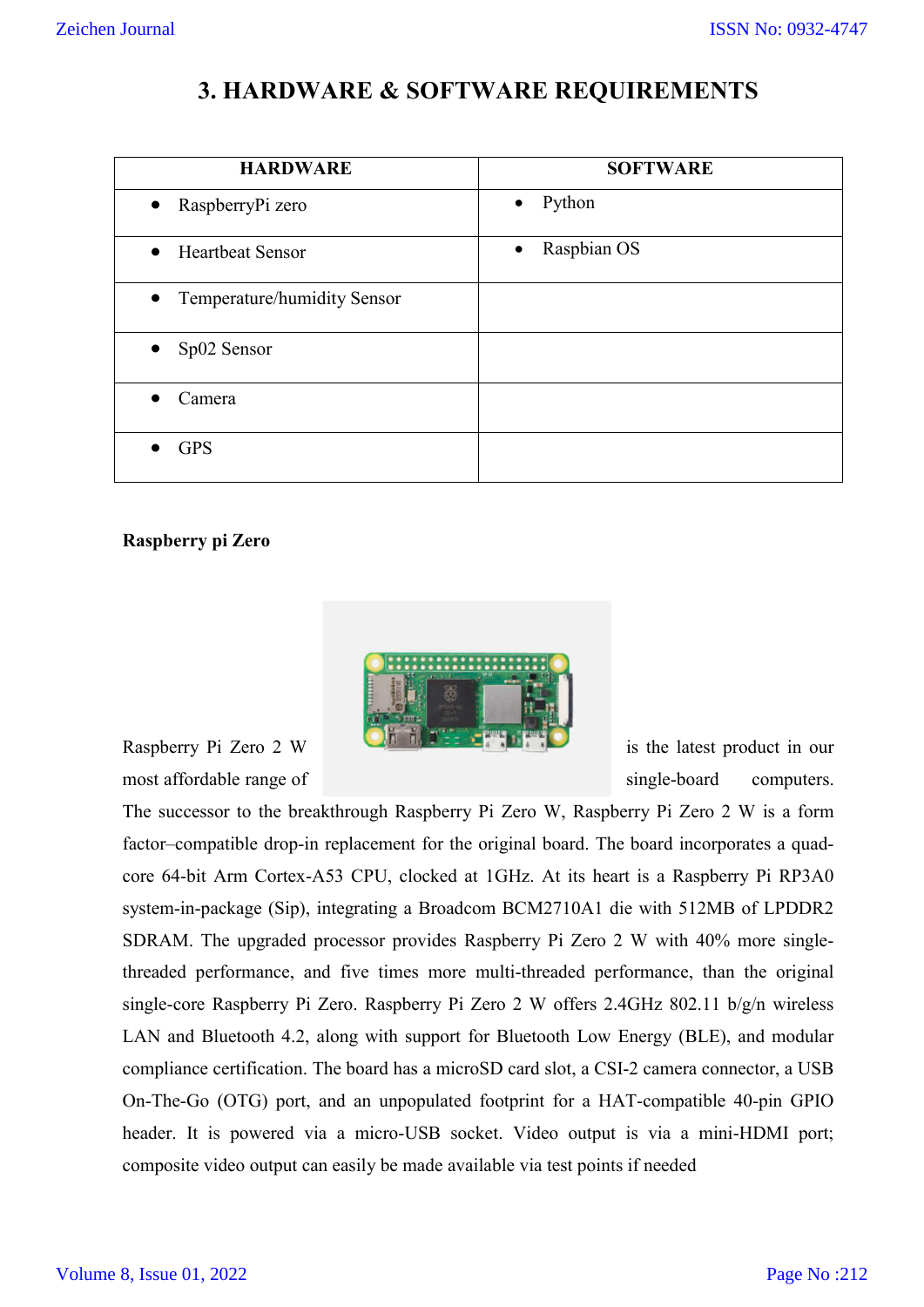# 3. HARDWARE & SOFTWARE REQUIREMENTS

| HARDWARE | SOFTWARE |
| --- | --- |
| • RaspberryPi zero | • Python |
| • Heartbeat Sensor | • Raspbian OS |
| • Temperature/humidity Sensor | |
| • Sp02 Sensor | |
| • Camera | |
| • GPS | |

**Raspberry pi Zero**

Raspberry Pi Zero 2 W is the latest product in our most affordable range of single-board computers. The successor to the breakthrough Raspberry Pi Zero W, Raspberry Pi Zero 2 W is a form factor–compatible drop-in replacement for the original board. The board incorporates a quad-core 64-bit Arm Cortex-A53 CPU, clocked at 1GHz. At its heart is a Raspberry Pi RP3A0 system-in-package (Sip), integrating a Broadcom BCM2710A1 die with 512MB of LPDDR2 SDRAM. The upgraded processor provides Raspberry Pi Zero 2 W with 40% more single-threaded performance, and five times more multi-threaded performance, than the original single-core Raspberry Pi Zero. Raspberry Pi Zero 2 W offers 2.4GHz 802.11 b/g/n wireless LAN and Bluetooth 4.2, along with support for Bluetooth Low Energy (BLE), and modular compliance certification. The board has a microSD card slot, a CSI-2 camera connector, a USB On-The-Go (OTG) port, and an unpopulated footprint for a HAT-compatible 40-pin GPIO header. It is powered via a micro-USB socket. Video output is via a mini-HDMI port; composite video output can easily be made available via test points if needed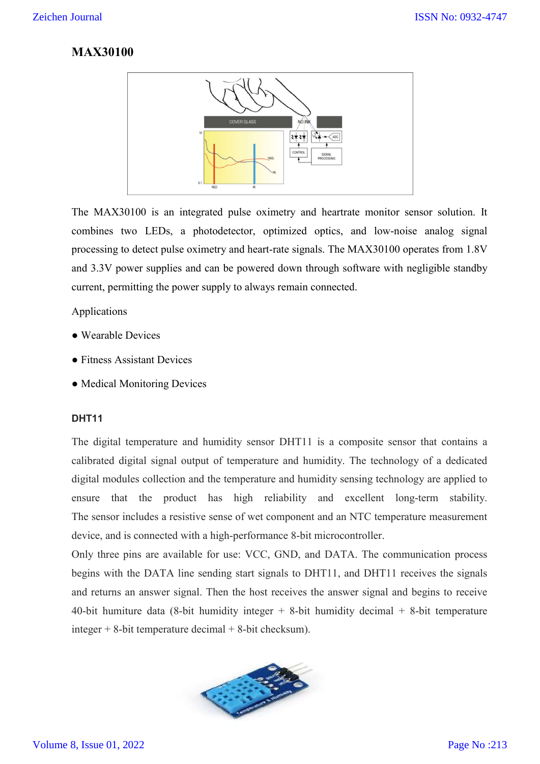## MAX30100

The MAX30100 is an integrated pulse oximetry and heartrate monitor sensor solution. It combines two LEDs, a photodetector, optimized optics, and low-noise analog signal processing to detect pulse oximetry and heart-rate signals. The MAX30100 operates from 1.8V and 3.3V power supplies and can be powered down through software with negligible standby current, permitting the power supply to always remain connected.

Applications

- Wearable Devices
- Fitness Assistant Devices
- Medical Monitoring Devices

### DHT11

The digital temperature and humidity sensor DHT11 is a composite sensor that contains a calibrated digital signal output of temperature and humidity. The technology of a dedicated digital modules collection and the temperature and humidity sensing technology are applied to ensure that the product has high reliability and excellent long-term stability. The sensor includes a resistive sense of wet component and an NTC temperature measurement device, and is connected with a high-performance 8-bit microcontroller.

Only three pins are available for use: VCC, GND, and DATA. The communication process begins with the DATA line sending start signals to DHT11, and DHT11 receives the signals and returns an answer signal. Then the host receives the answer signal and begins to receive 40-bit humiture data (8-bit humidity integer + 8-bit humidity decimal + 8-bit temperature integer + 8-bit temperature decimal + 8-bit checksum).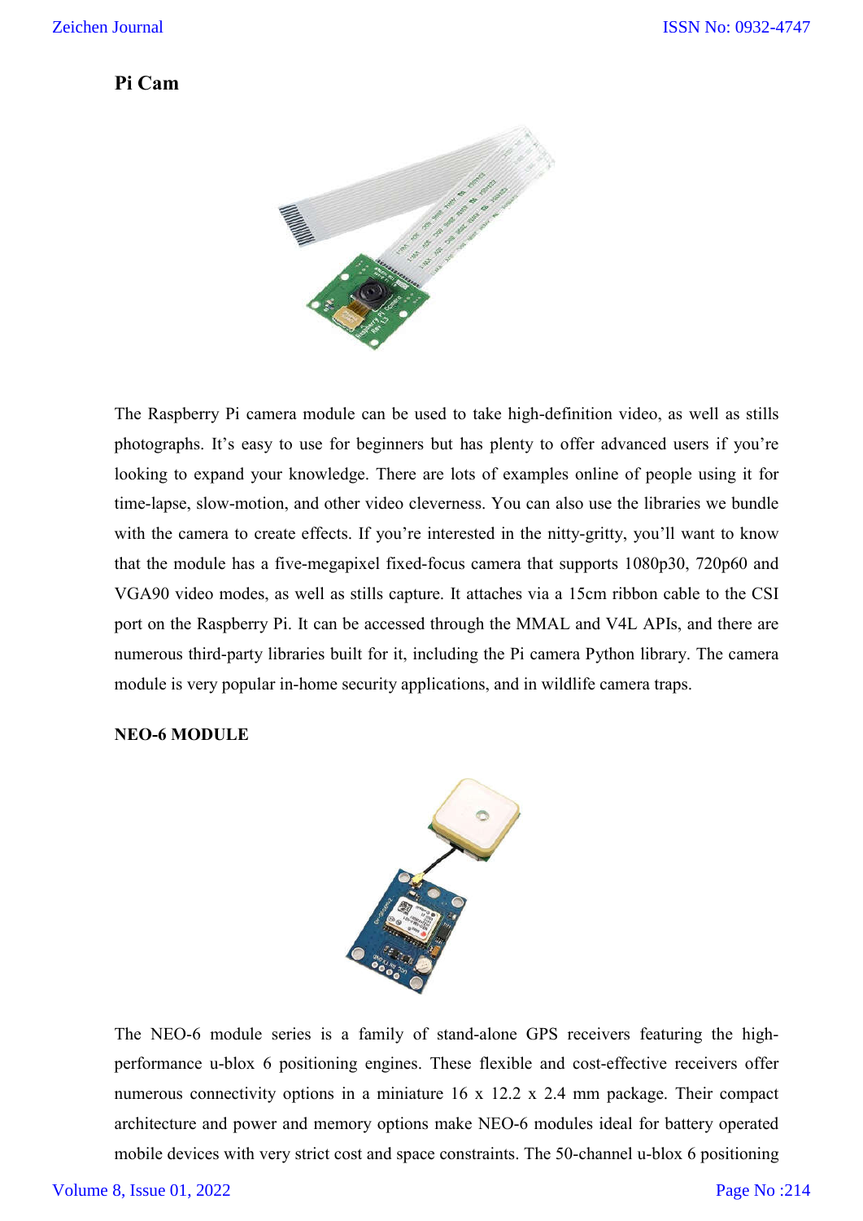**Pi Cam**

The Raspberry Pi camera module can be used to take high-definition video, as well as stills photographs. It's easy to use for beginners but has plenty to offer advanced users if you're looking to expand your knowledge. There are lots of examples online of people using it for time-lapse, slow-motion, and other video cleverness. You can also use the libraries we bundle with the camera to create effects. If you're interested in the nitty-gritty, you'll want to know that the module has a five-megapixel fixed-focus camera that supports 1080p30, 720p60 and VGA90 video modes, as well as stills capture. It attaches via a 15cm ribbon cable to the CSI port on the Raspberry Pi. It can be accessed through the MMAL and V4L APIs, and there are numerous third-party libraries built for it, including the Pi camera Python library. The camera module is very popular in-home security applications, and in wildlife camera traps.

**NEO-6 MODULE**

The NEO-6 module series is a family of stand-alone GPS receivers featuring the high-performance u-blox 6 positioning engines. These flexible and cost-effective receivers offer numerous connectivity options in a miniature 16 x 12.2 x 2.4 mm package. Their compact architecture and power and memory options make NEO-6 modules ideal for battery operated mobile devices with very strict cost and space constraints. The 50-channel u-blox 6 positioning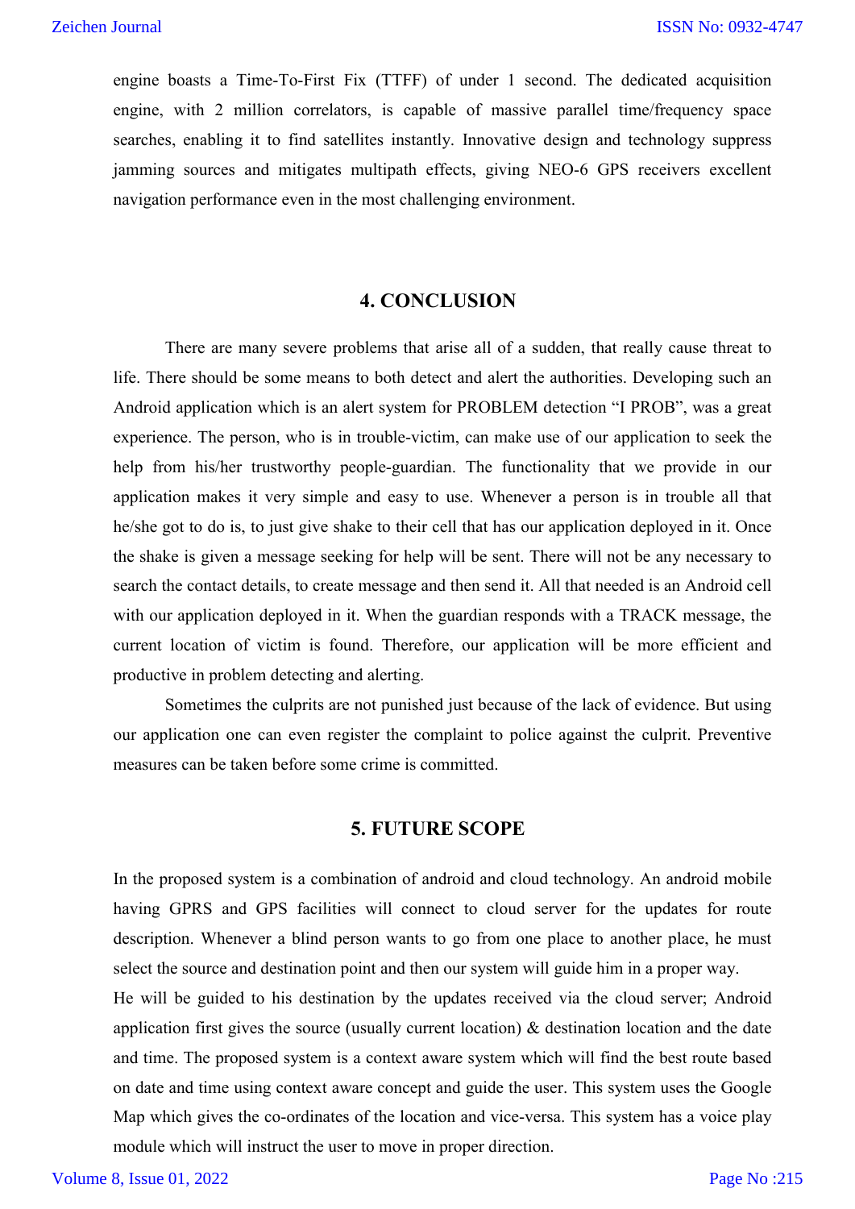engine boasts a Time-To-First Fix (TTFF) of under 1 second. The dedicated acquisition engine, with 2 million correlators, is capable of massive parallel time/frequency space searches, enabling it to find satellites instantly. Innovative design and technology suppress jamming sources and mitigates multipath effects, giving NEO-6 GPS receivers excellent navigation performance even in the most challenging environment.

## 4. CONCLUSION

There are many severe problems that arise all of a sudden, that really cause threat to life. There should be some means to both detect and alert the authorities. Developing such an Android application which is an alert system for PROBLEM detection "I PROB", was a great experience. The person, who is in trouble-victim, can make use of our application to seek the help from his/her trustworthy people-guardian. The functionality that we provide in our application makes it very simple and easy to use. Whenever a person is in trouble all that he/she got to do is, to just give shake to their cell that has our application deployed in it. Once the shake is given a message seeking for help will be sent. There will not be any necessary to search the contact details, to create message and then send it. All that needed is an Android cell with our application deployed in it. When the guardian responds with a TRACK message, the current location of victim is found. Therefore, our application will be more efficient and productive in problem detecting and alerting.

Sometimes the culprits are not punished just because of the lack of evidence. But using our application one can even register the complaint to police against the culprit. Preventive measures can be taken before some crime is committed.

## 5. FUTURE SCOPE

In the proposed system is a combination of android and cloud technology. An android mobile having GPRS and GPS facilities will connect to cloud server for the updates for route description. Whenever a blind person wants to go from one place to another place, he must select the source and destination point and then our system will guide him in a proper way.

He will be guided to his destination by the updates received via the cloud server; Android application first gives the source (usually current location) & destination location and the date and time. The proposed system is a context aware system which will find the best route based on date and time using context aware concept and guide the user. This system uses the Google Map which gives the co-ordinates of the location and vice-versa. This system has a voice play module which will instruct the user to move in proper direction.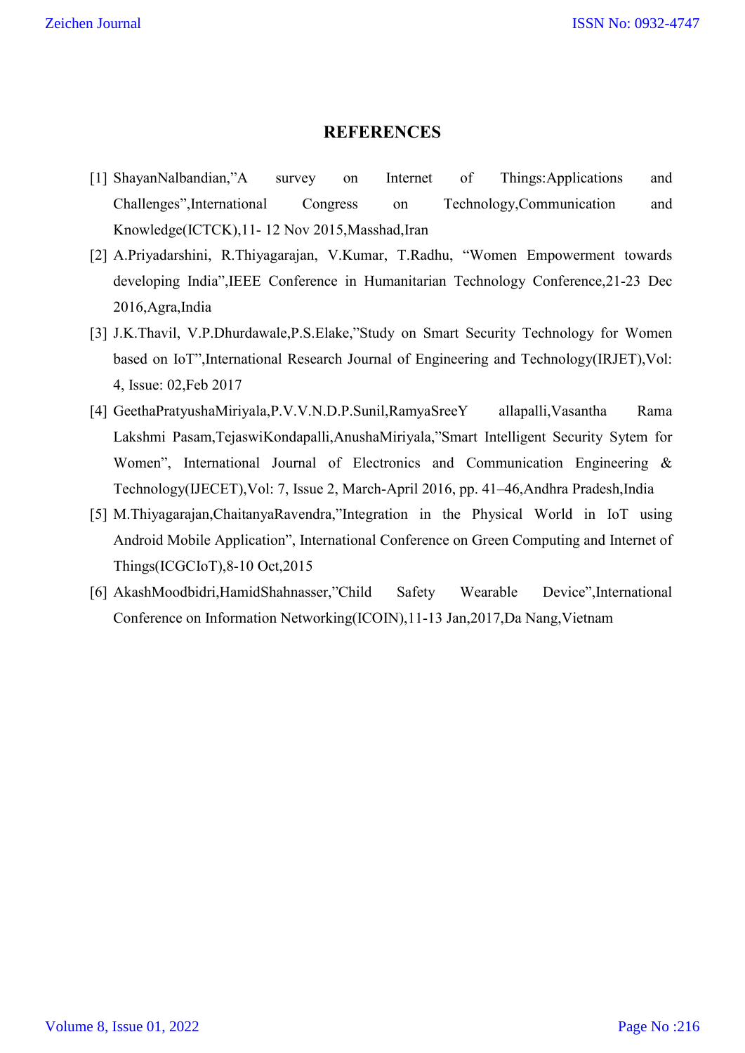## REFERENCES

[1] ShayanNalbandian,"A survey on Internet of Things:Applications and Challenges",International Congress on Technology,Communication and Knowledge(ICTCK),11- 12 Nov 2015,Masshad,Iran

[2] A.Priyadarshini, R.Thiyagarajan, V.Kumar, T.Radhu, "Women Empowerment towards developing India",IEEE Conference in Humanitarian Technology Conference,21-23 Dec 2016,Agra,India

[3] J.K.Thavil, V.P.Dhurdawale,P.S.Elake,"Study on Smart Security Technology for Women based on IoT",International Research Journal of Engineering and Technology(IRJET),Vol: 4, Issue: 02,Feb 2017

[4] GeethaPratyushaMiriyala,P.V.V.N.D.P.Sunil,RamyaSreeY allapalli,Vasantha Rama Lakshmi Pasam,TejaswiKondapalli,AnushaMiriyala,"Smart Intelligent Security Sytem for Women", International Journal of Electronics and Communication Engineering & Technology(IJECET),Vol: 7, Issue 2, March-April 2016, pp. 41–46,Andhra Pradesh,India

[5] M.Thiyagarajan,ChaitanyaRavendra,"Integration in the Physical World in IoT using Android Mobile Application", International Conference on Green Computing and Internet of Things(ICGCIoT),8-10 Oct,2015

[6] AkashMoodbidri,HamidShahnasser,"Child Safety Wearable Device",International Conference on Information Networking(ICOIN),11-13 Jan,2017,Da Nang,Vietnam